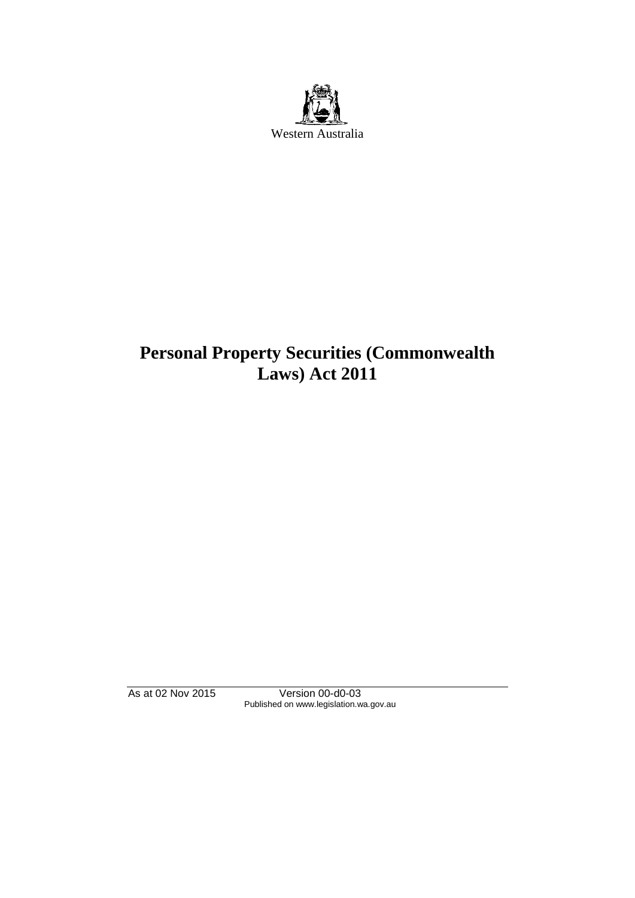Western Australia

# Personal Property Securities (Commonwealth Laws) Act 2011

As at 02 Nov 2015 Version 00-d0-03
Published on www.legislation.wa.gov.au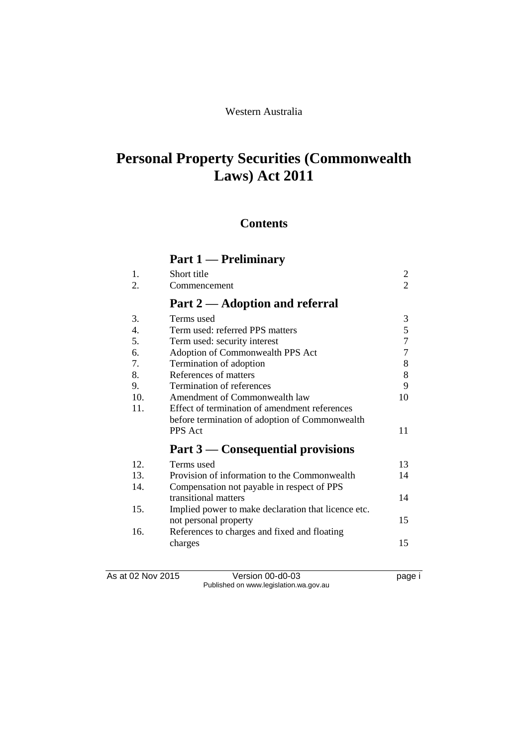Western Australia

# Personal Property Securities (Commonwealth Laws) Act 2011

## Contents

### Part 1 — Preliminary

| | | |
|---|---|---|
| 1. | Short title | 2 |
| 2. | Commencement | 2 |

### Part 2 — Adoption and referral

| | | |
|---|---|---|
| 3. | Terms used | 3 |
| 4. | Term used: referred PPS matters | 5 |
| 5. | Term used: security interest | 7 |
| 6. | Adoption of Commonwealth PPS Act | 7 |
| 7. | Termination of adoption | 8 |
| 8. | References of matters | 8 |
| 9. | Termination of references | 9 |
| 10. | Amendment of Commonwealth law | 10 |
| 11. | Effect of termination of amendment references before termination of adoption of Commonwealth PPS Act | 11 |

### Part 3 — Consequential provisions

| | | |
|---|---|---|
| 12. | Terms used | 13 |
| 13. | Provision of information to the Commonwealth | 14 |
| 14. | Compensation not payable in respect of PPS transitional matters | 14 |
| 15. | Implied power to make declaration that licence etc. not personal property | 15 |
| 16. | References to charges and fixed and floating charges | 15 |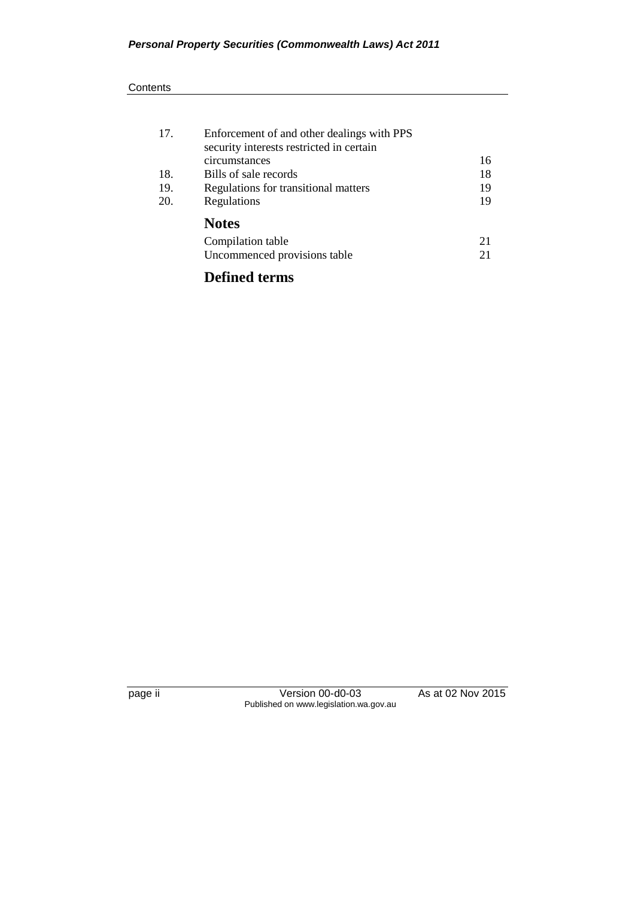| | | |
|---|---|---|
| 17. | Enforcement of and other dealings with PPS security interests restricted in certain circumstances | 16 |
| 18. | Bills of sale records | 18 |
| 19. | Regulations for transitional matters | 19 |
| 20. | Regulations | 19 |

## Notes

| | |
|---|---|
| Compilation table | 21 |
| Uncommenced provisions table | 21 |

## Defined terms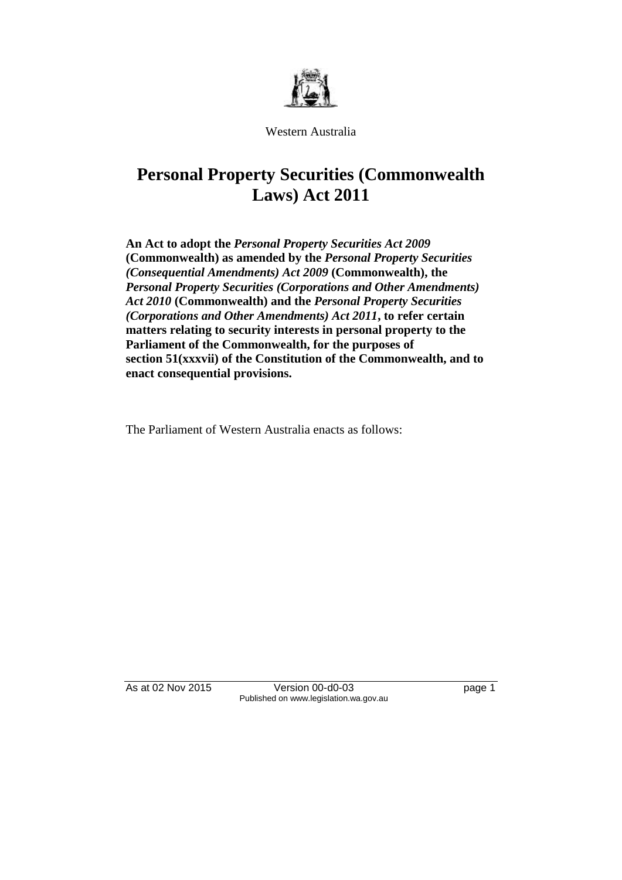Western Australia

# Personal Property Securities (Commonwealth Laws) Act 2011

**An Act to adopt the *Personal Property Securities Act 2009* (Commonwealth) as amended by the *Personal Property Securities (Consequential Amendments) Act 2009* (Commonwealth), the *Personal Property Securities (Corporations and Other Amendments) Act 2010* (Commonwealth) and the *Personal Property Securities (Corporations and Other Amendments) Act 2011*, to refer certain matters relating to security interests in personal property to the Parliament of the Commonwealth, for the purposes of section 51(xxxvii) of the Constitution of the Commonwealth, and to enact consequential provisions.**

The Parliament of Western Australia enacts as follows: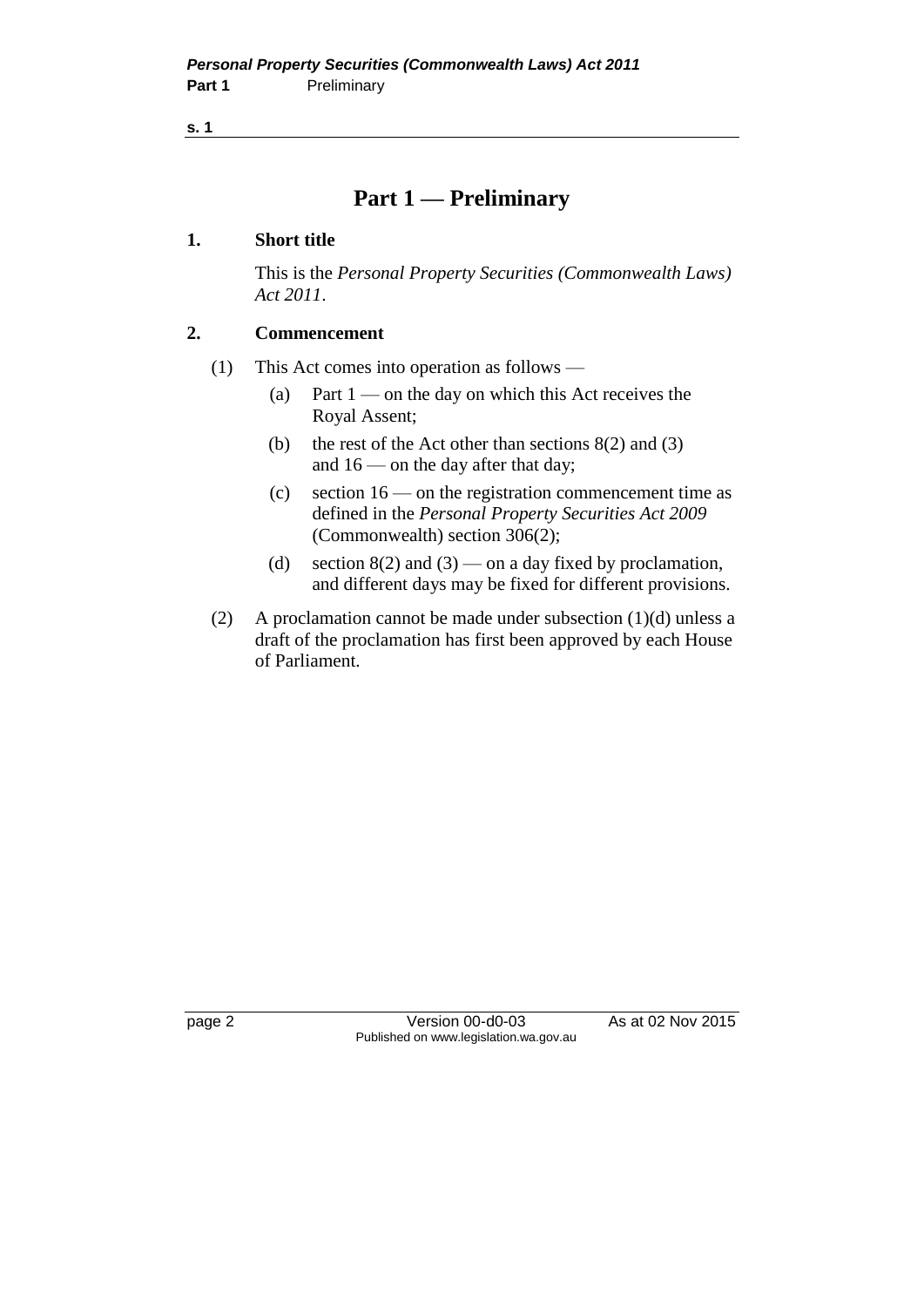# Part 1 — Preliminary

**1. Short title**

This is the *Personal Property Securities (Commonwealth Laws) Act 2011*.

**2. Commencement**

(1) This Act comes into operation as follows —

(a) Part 1 — on the day on which this Act receives the Royal Assent;

(b) the rest of the Act other than sections 8(2) and (3) and 16 — on the day after that day;

(c) section 16 — on the registration commencement time as defined in the *Personal Property Securities Act 2009* (Commonwealth) section 306(2);

(d) section 8(2) and (3) — on a day fixed by proclamation, and different days may be fixed for different provisions.

(2) A proclamation cannot be made under subsection (1)(d) unless a draft of the proclamation has first been approved by each House of Parliament.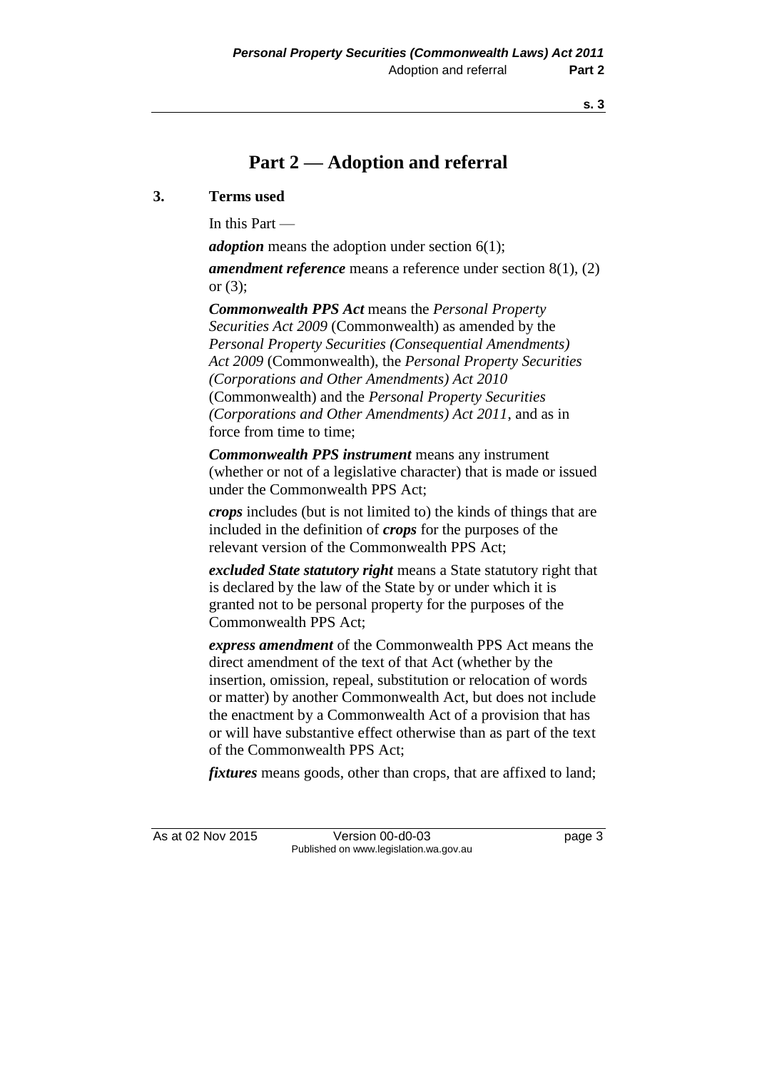# Part 2 — Adoption and referral

## 3. Terms used

In this Part —

***adoption*** means the adoption under section 6(1);

***amendment reference*** means a reference under section 8(1), (2) or (3);

***Commonwealth PPS Act*** means the *Personal Property Securities Act 2009* (Commonwealth) as amended by the *Personal Property Securities (Consequential Amendments) Act 2009* (Commonwealth), the *Personal Property Securities (Corporations and Other Amendments) Act 2010* (Commonwealth) and the *Personal Property Securities (Corporations and Other Amendments) Act 2011*, and as in force from time to time;

***Commonwealth PPS instrument*** means any instrument (whether or not of a legislative character) that is made or issued under the Commonwealth PPS Act;

***crops*** includes (but is not limited to) the kinds of things that are included in the definition of ***crops*** for the purposes of the relevant version of the Commonwealth PPS Act;

***excluded State statutory right*** means a State statutory right that is declared by the law of the State by or under which it is granted not to be personal property for the purposes of the Commonwealth PPS Act;

***express amendment*** of the Commonwealth PPS Act means the direct amendment of the text of that Act (whether by the insertion, omission, repeal, substitution or relocation of words or matter) by another Commonwealth Act, but does not include the enactment by a Commonwealth Act of a provision that has or will have substantive effect otherwise than as part of the text of the Commonwealth PPS Act;

***fixtures*** means goods, other than crops, that are affixed to land;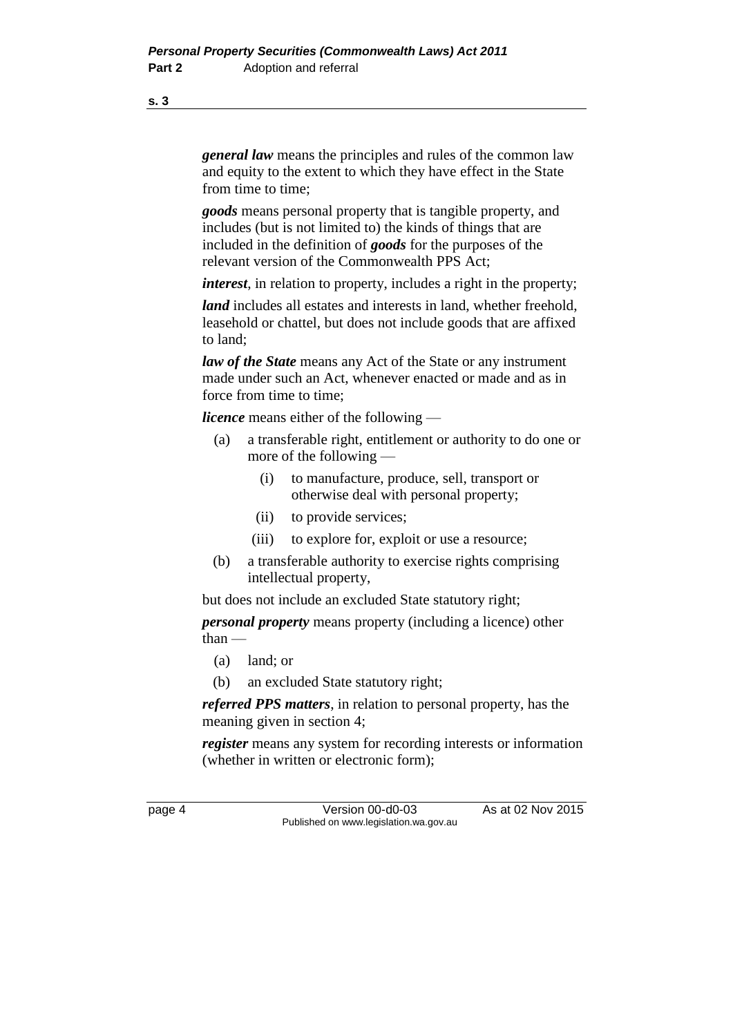***general law*** means the principles and rules of the common law and equity to the extent to which they have effect in the State from time to time;

***goods*** means personal property that is tangible property, and includes (but is not limited to) the kinds of things that are included in the definition of ***goods*** for the purposes of the relevant version of the Commonwealth PPS Act;

***interest***, in relation to property, includes a right in the property;

***land*** includes all estates and interests in land, whether freehold, leasehold or chattel, but does not include goods that are affixed to land;

***law of the State*** means any Act of the State or any instrument made under such an Act, whenever enacted or made and as in force from time to time;

***licence*** means either of the following —

- (a) a transferable right, entitlement or authority to do one or more of the following —
  - (i) to manufacture, produce, sell, transport or otherwise deal with personal property;
  - (ii) to provide services;
  - (iii) to explore for, exploit or use a resource;
- (b) a transferable authority to exercise rights comprising intellectual property,

but does not include an excluded State statutory right;

***personal property*** means property (including a licence) other than —

- (a) land; or
- (b) an excluded State statutory right;

***referred PPS matters***, in relation to personal property, has the meaning given in section 4;

***register*** means any system for recording interests or information (whether in written or electronic form);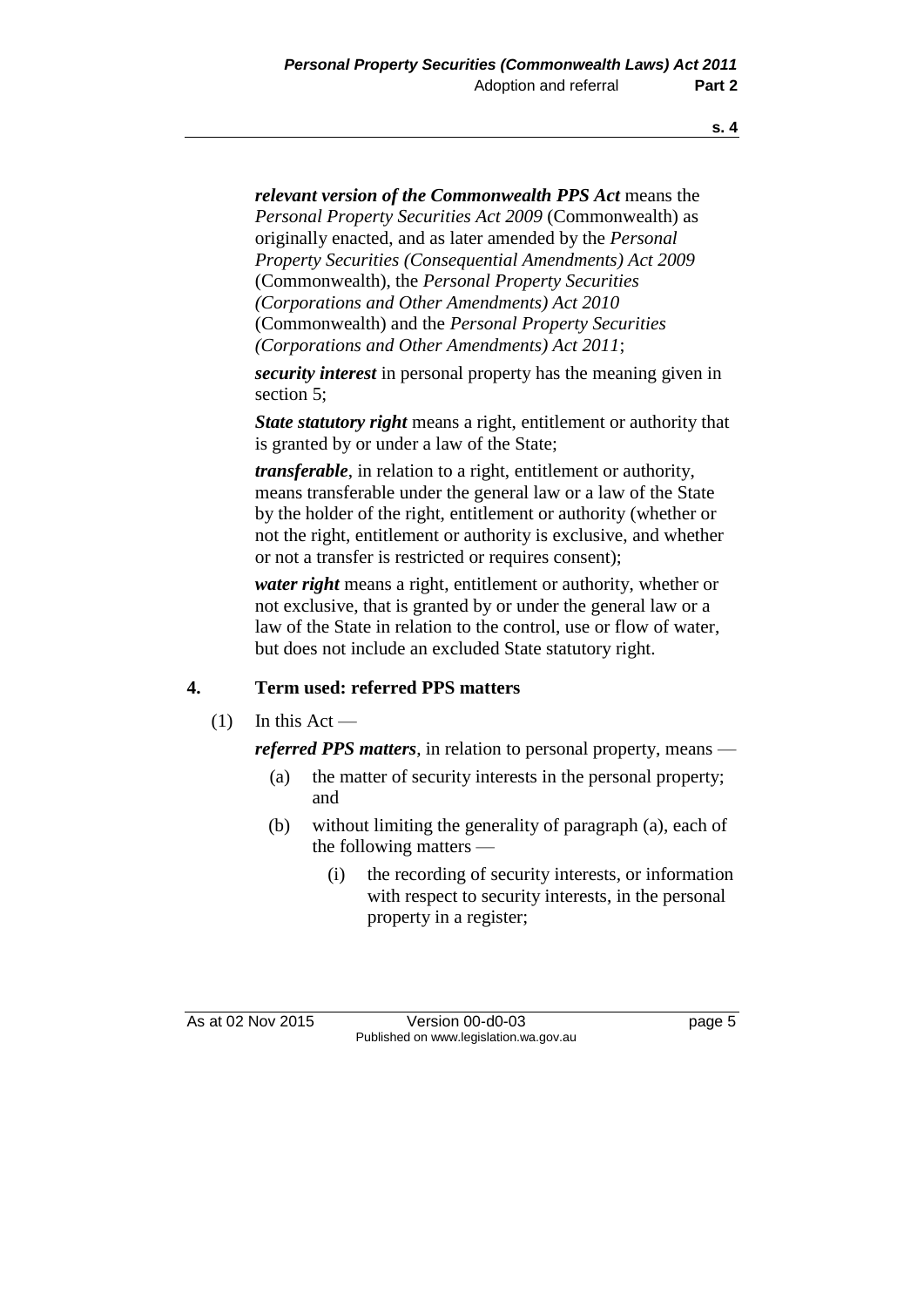***relevant version of the Commonwealth PPS Act*** means the *Personal Property Securities Act 2009* (Commonwealth) as originally enacted, and as later amended by the *Personal Property Securities (Consequential Amendments) Act 2009* (Commonwealth), the *Personal Property Securities (Corporations and Other Amendments) Act 2010* (Commonwealth) and the *Personal Property Securities (Corporations and Other Amendments) Act 2011*;

***security interest*** in personal property has the meaning given in section 5;

***State statutory right*** means a right, entitlement or authority that is granted by or under a law of the State;

***transferable***, in relation to a right, entitlement or authority, means transferable under the general law or a law of the State by the holder of the right, entitlement or authority (whether or not the right, entitlement or authority is exclusive, and whether or not a transfer is restricted or requires consent);

***water right*** means a right, entitlement or authority, whether or not exclusive, that is granted by or under the general law or a law of the State in relation to the control, use or flow of water, but does not include an excluded State statutory right.

## 4. Term used: referred PPS matters

(1) In this Act —

***referred PPS matters***, in relation to personal property, means —

(a) the matter of security interests in the personal property; and

(b) without limiting the generality of paragraph (a), each of the following matters —

(i) the recording of security interests, or information with respect to security interests, in the personal property in a register;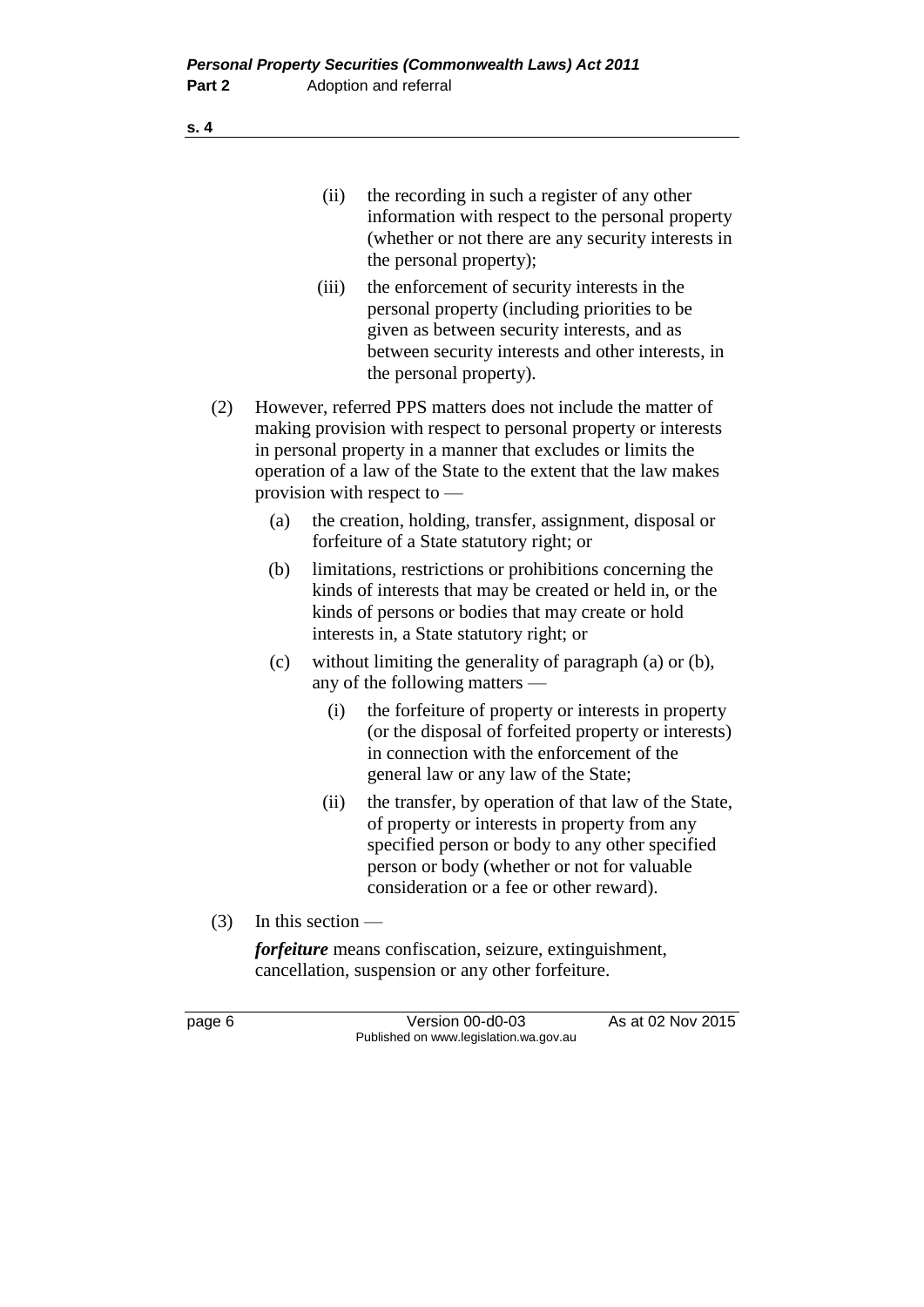(ii) the recording in such a register of any other information with respect to the personal property (whether or not there are any security interests in the personal property);

(iii) the enforcement of security interests in the personal property (including priorities to be given as between security interests, and as between security interests and other interests, in the personal property).

(2) However, referred PPS matters does not include the matter of making provision with respect to personal property or interests in personal property in a manner that excludes or limits the operation of a law of the State to the extent that the law makes provision with respect to —

(a) the creation, holding, transfer, assignment, disposal or forfeiture of a State statutory right; or

(b) limitations, restrictions or prohibitions concerning the kinds of interests that may be created or held in, or the kinds of persons or bodies that may create or hold interests in, a State statutory right; or

(c) without limiting the generality of paragraph (a) or (b), any of the following matters —

(i) the forfeiture of property or interests in property (or the disposal of forfeited property or interests) in connection with the enforcement of the general law or any law of the State;

(ii) the transfer, by operation of that law of the State, of property or interests in property from any specified person or body to any other specified person or body (whether or not for valuable consideration or a fee or other reward).

(3) In this section —

***forfeiture*** means confiscation, seizure, extinguishment, cancellation, suspension or any other forfeiture.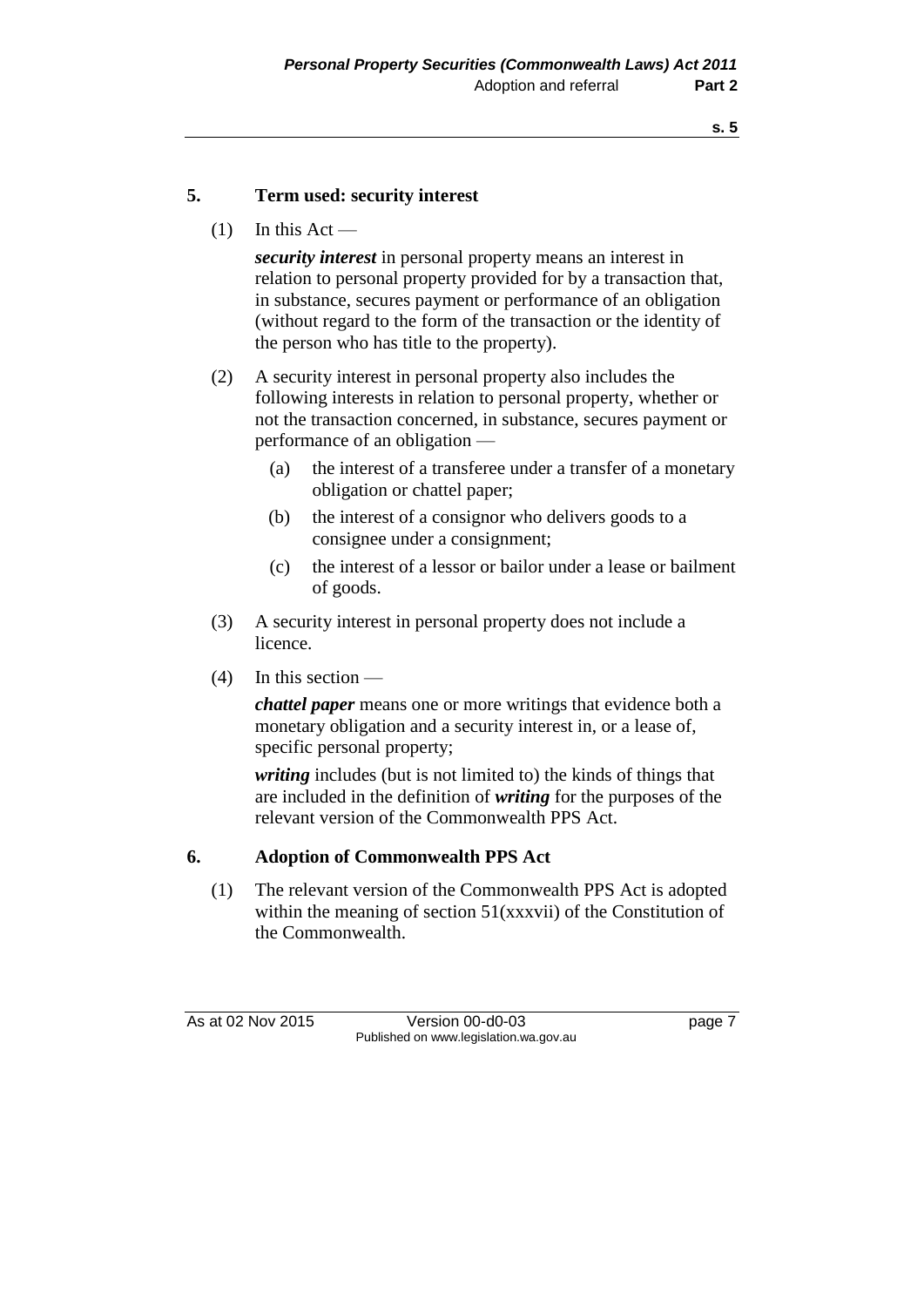## 5. Term used: security interest

(1) In this Act —

***security interest*** in personal property means an interest in relation to personal property provided for by a transaction that, in substance, secures payment or performance of an obligation (without regard to the form of the transaction or the identity of the person who has title to the property).

(2) A security interest in personal property also includes the following interests in relation to personal property, whether or not the transaction concerned, in substance, secures payment or performance of an obligation —

(a) the interest of a transferee under a transfer of a monetary obligation or chattel paper;

(b) the interest of a consignor who delivers goods to a consignee under a consignment;

(c) the interest of a lessor or bailor under a lease or bailment of goods.

(3) A security interest in personal property does not include a licence.

(4) In this section —

***chattel paper*** means one or more writings that evidence both a monetary obligation and a security interest in, or a lease of, specific personal property;

***writing*** includes (but is not limited to) the kinds of things that are included in the definition of ***writing*** for the purposes of the relevant version of the Commonwealth PPS Act.

## 6. Adoption of Commonwealth PPS Act

(1) The relevant version of the Commonwealth PPS Act is adopted within the meaning of section 51(xxxvii) of the Constitution of the Commonwealth.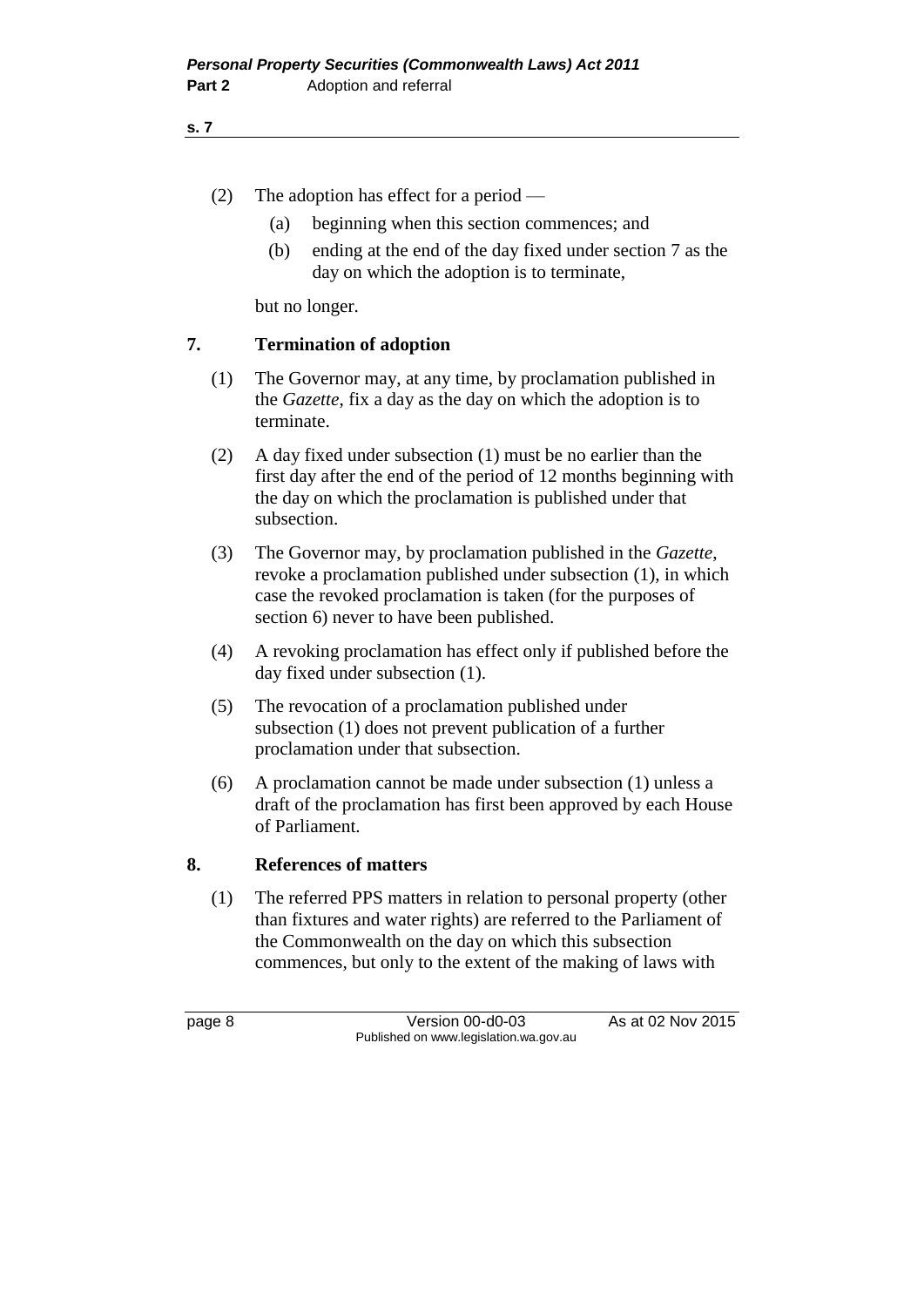(2) The adoption has effect for a period —

(a) beginning when this section commences; and

(b) ending at the end of the day fixed under section 7 as the day on which the adoption is to terminate,

but no longer.

## 7. Termination of adoption

(1) The Governor may, at any time, by proclamation published in the *Gazette*, fix a day as the day on which the adoption is to terminate.

(2) A day fixed under subsection (1) must be no earlier than the first day after the end of the period of 12 months beginning with the day on which the proclamation is published under that subsection.

(3) The Governor may, by proclamation published in the *Gazette*, revoke a proclamation published under subsection (1), in which case the revoked proclamation is taken (for the purposes of section 6) never to have been published.

(4) A revoking proclamation has effect only if published before the day fixed under subsection (1).

(5) The revocation of a proclamation published under subsection (1) does not prevent publication of a further proclamation under that subsection.

(6) A proclamation cannot be made under subsection (1) unless a draft of the proclamation has first been approved by each House of Parliament.

## 8. References of matters

(1) The referred PPS matters in relation to personal property (other than fixtures and water rights) are referred to the Parliament of the Commonwealth on the day on which this subsection commences, but only to the extent of the making of laws with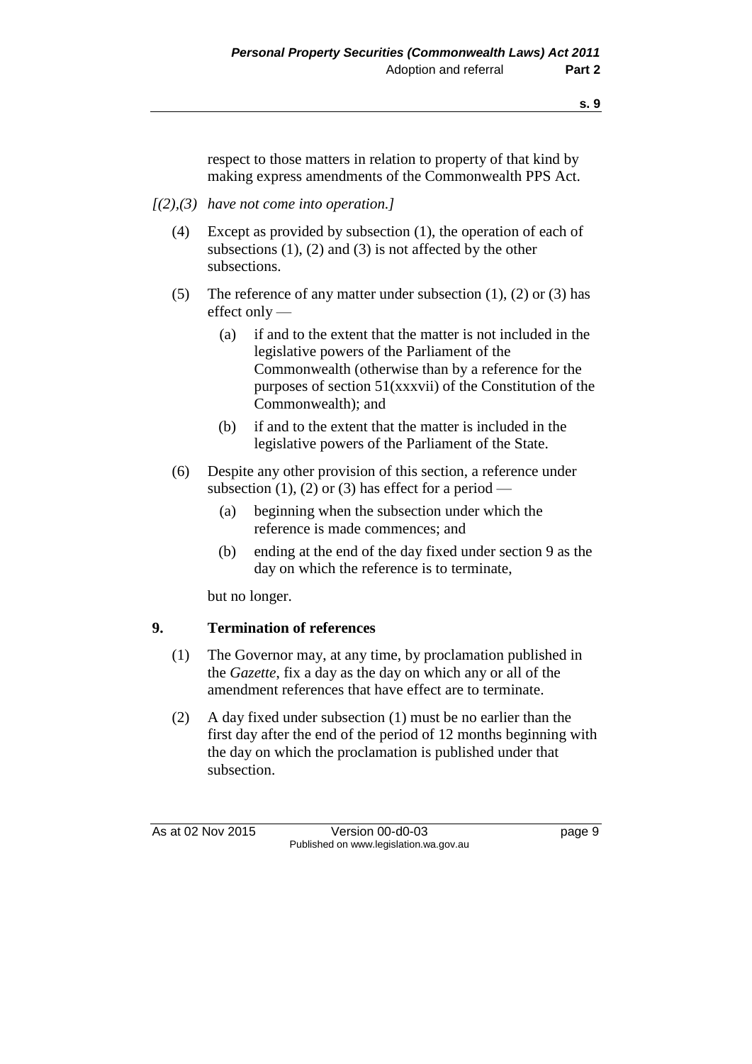respect to those matters in relation to property of that kind by making express amendments of the Commonwealth PPS Act.

*[(2),(3) have not come into operation.]*

(4) Except as provided by subsection (1), the operation of each of subsections (1), (2) and (3) is not affected by the other subsections.

(5) The reference of any matter under subsection (1), (2) or (3) has effect only —

(a) if and to the extent that the matter is not included in the legislative powers of the Parliament of the Commonwealth (otherwise than by a reference for the purposes of section 51(xxxvii) of the Constitution of the Commonwealth); and

(b) if and to the extent that the matter is included in the legislative powers of the Parliament of the State.

(6) Despite any other provision of this section, a reference under subsection (1), (2) or (3) has effect for a period —

(a) beginning when the subsection under which the reference is made commences; and

(b) ending at the end of the day fixed under section 9 as the day on which the reference is to terminate,

but no longer.

## 9. Termination of references

(1) The Governor may, at any time, by proclamation published in the *Gazette*, fix a day as the day on which any or all of the amendment references that have effect are to terminate.

(2) A day fixed under subsection (1) must be no earlier than the first day after the end of the period of 12 months beginning with the day on which the proclamation is published under that subsection.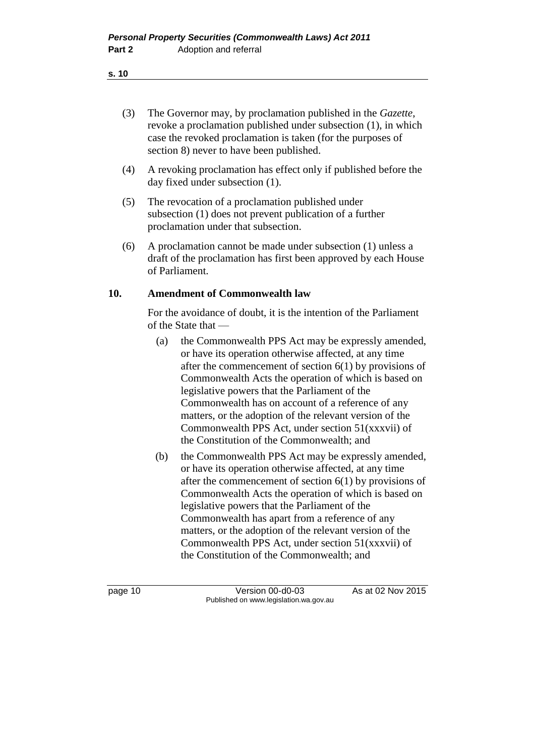(3) The Governor may, by proclamation published in the *Gazette*, revoke a proclamation published under subsection (1), in which case the revoked proclamation is taken (for the purposes of section 8) never to have been published.

(4) A revoking proclamation has effect only if published before the day fixed under subsection (1).

(5) The revocation of a proclamation published under subsection (1) does not prevent publication of a further proclamation under that subsection.

(6) A proclamation cannot be made under subsection (1) unless a draft of the proclamation has first been approved by each House of Parliament.

**10. Amendment of Commonwealth law**

For the avoidance of doubt, it is the intention of the Parliament of the State that —

(a) the Commonwealth PPS Act may be expressly amended, or have its operation otherwise affected, at any time after the commencement of section 6(1) by provisions of Commonwealth Acts the operation of which is based on legislative powers that the Parliament of the Commonwealth has on account of a reference of any matters, or the adoption of the relevant version of the Commonwealth PPS Act, under section 51(xxxvii) of the Constitution of the Commonwealth; and

(b) the Commonwealth PPS Act may be expressly amended, or have its operation otherwise affected, at any time after the commencement of section 6(1) by provisions of Commonwealth Acts the operation of which is based on legislative powers that the Parliament of the Commonwealth has apart from a reference of any matters, or the adoption of the relevant version of the Commonwealth PPS Act, under section 51(xxxvii) of the Constitution of the Commonwealth; and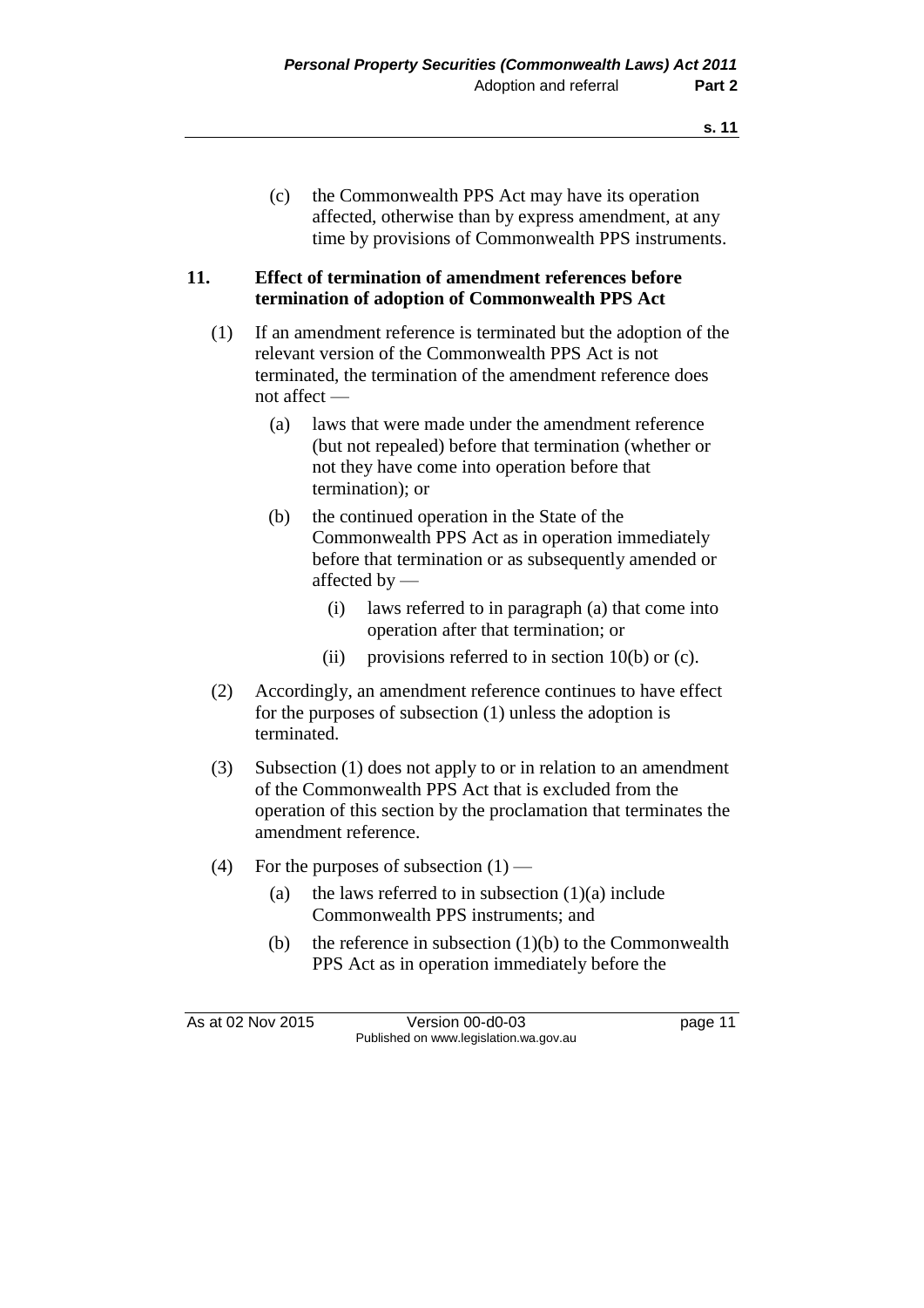(c) the Commonwealth PPS Act may have its operation affected, otherwise than by express amendment, at any time by provisions of Commonwealth PPS instruments.

**11. Effect of termination of amendment references before termination of adoption of Commonwealth PPS Act**

(1) If an amendment reference is terminated but the adoption of the relevant version of the Commonwealth PPS Act is not terminated, the termination of the amendment reference does not affect —

(a) laws that were made under the amendment reference (but not repealed) before that termination (whether or not they have come into operation before that termination); or

(b) the continued operation in the State of the Commonwealth PPS Act as in operation immediately before that termination or as subsequently amended or affected by —

(i) laws referred to in paragraph (a) that come into operation after that termination; or

(ii) provisions referred to in section 10(b) or (c).

(2) Accordingly, an amendment reference continues to have effect for the purposes of subsection (1) unless the adoption is terminated.

(3) Subsection (1) does not apply to or in relation to an amendment of the Commonwealth PPS Act that is excluded from the operation of this section by the proclamation that terminates the amendment reference.

(4) For the purposes of subsection (1) —

(a) the laws referred to in subsection (1)(a) include Commonwealth PPS instruments; and

(b) the reference in subsection (1)(b) to the Commonwealth PPS Act as in operation immediately before the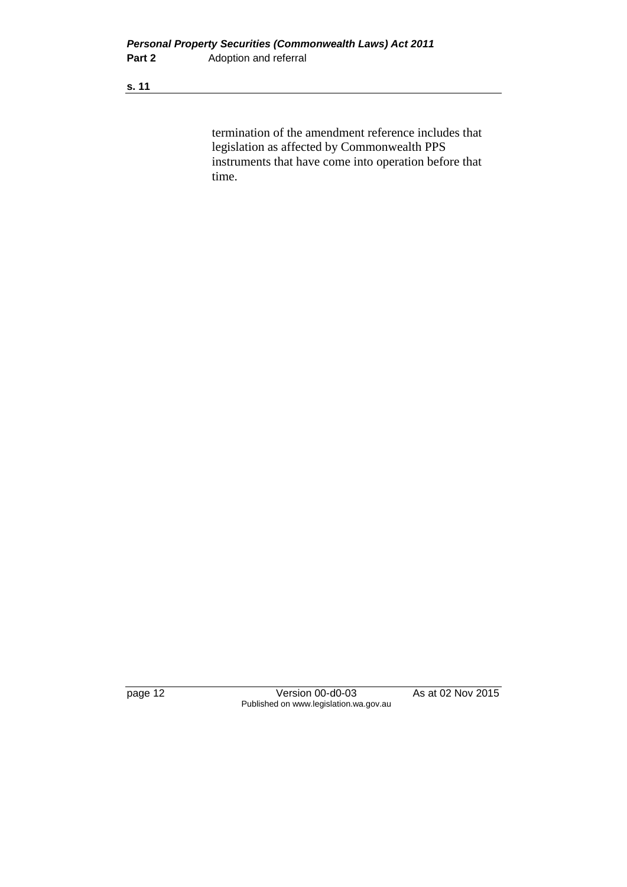termination of the amendment reference includes that legislation as affected by Commonwealth PPS instruments that have come into operation before that time.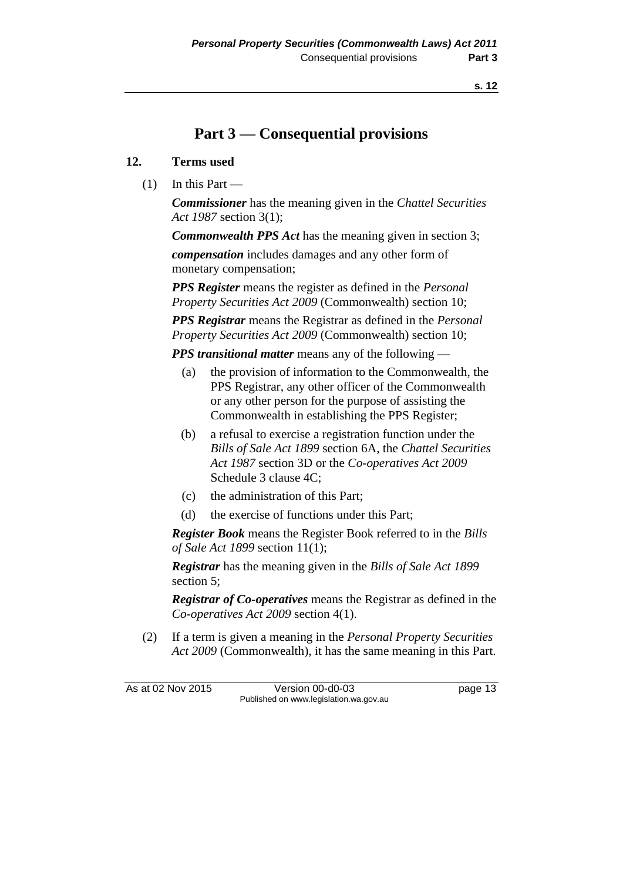# Part 3 — Consequential provisions

## 12. Terms used

(1) In this Part —

***Commissioner*** has the meaning given in the *Chattel Securities Act 1987* section 3(1);

***Commonwealth PPS Act*** has the meaning given in section 3;

***compensation*** includes damages and any other form of monetary compensation;

***PPS Register*** means the register as defined in the *Personal Property Securities Act 2009* (Commonwealth) section 10;

***PPS Registrar*** means the Registrar as defined in the *Personal Property Securities Act 2009* (Commonwealth) section 10;

***PPS transitional matter*** means any of the following —

- (a) the provision of information to the Commonwealth, the PPS Registrar, any other officer of the Commonwealth or any other person for the purpose of assisting the Commonwealth in establishing the PPS Register;
- (b) a refusal to exercise a registration function under the *Bills of Sale Act 1899* section 6A, the *Chattel Securities Act 1987* section 3D or the *Co-operatives Act 2009* Schedule 3 clause 4C;
- (c) the administration of this Part;
- (d) the exercise of functions under this Part;

***Register Book*** means the Register Book referred to in the *Bills of Sale Act 1899* section 11(1);

***Registrar*** has the meaning given in the *Bills of Sale Act 1899* section 5;

***Registrar of Co-operatives*** means the Registrar as defined in the *Co-operatives Act 2009* section 4(1).

(2) If a term is given a meaning in the *Personal Property Securities Act 2009* (Commonwealth), it has the same meaning in this Part.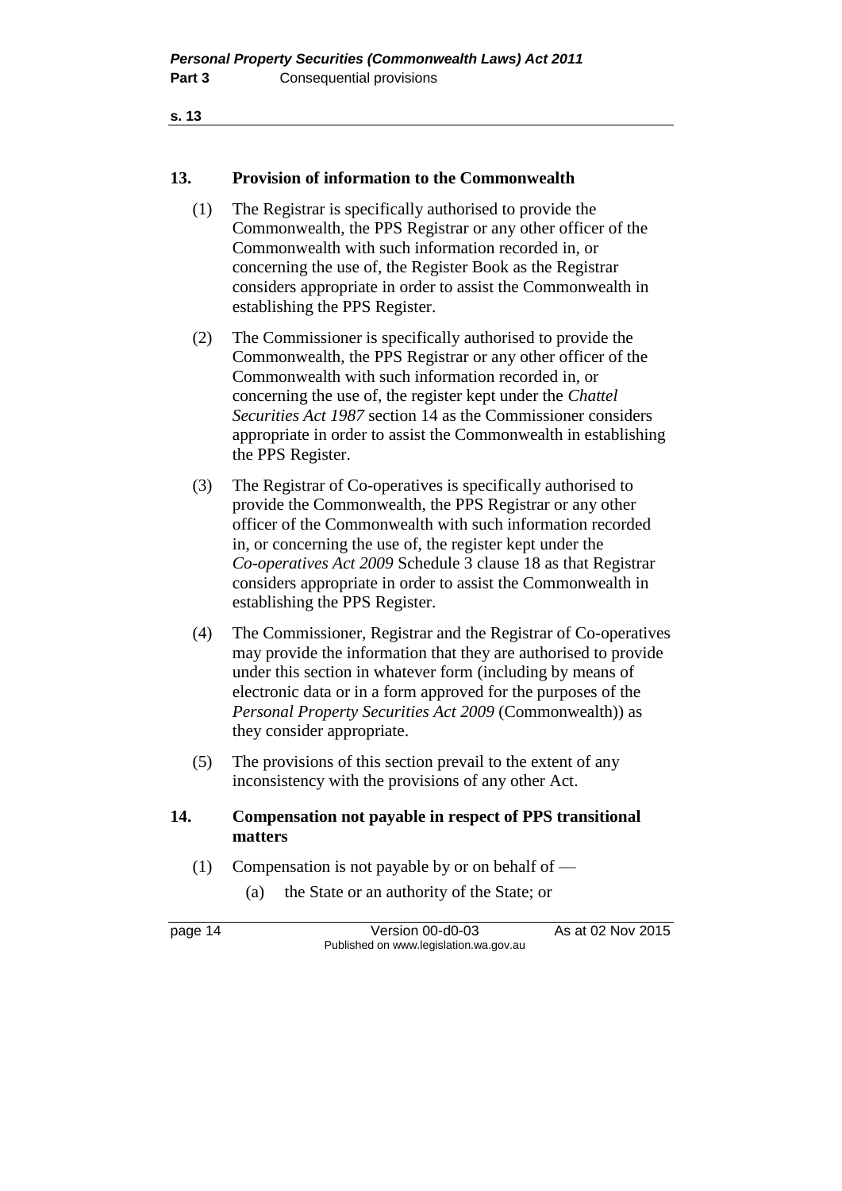## 13. Provision of information to the Commonwealth

(1) The Registrar is specifically authorised to provide the Commonwealth, the PPS Registrar or any other officer of the Commonwealth with such information recorded in, or concerning the use of, the Register Book as the Registrar considers appropriate in order to assist the Commonwealth in establishing the PPS Register.

(2) The Commissioner is specifically authorised to provide the Commonwealth, the PPS Registrar or any other officer of the Commonwealth with such information recorded in, or concerning the use of, the register kept under the *Chattel Securities Act 1987* section 14 as the Commissioner considers appropriate in order to assist the Commonwealth in establishing the PPS Register.

(3) The Registrar of Co-operatives is specifically authorised to provide the Commonwealth, the PPS Registrar or any other officer of the Commonwealth with such information recorded in, or concerning the use of, the register kept under the *Co-operatives Act 2009* Schedule 3 clause 18 as that Registrar considers appropriate in order to assist the Commonwealth in establishing the PPS Register.

(4) The Commissioner, Registrar and the Registrar of Co-operatives may provide the information that they are authorised to provide under this section in whatever form (including by means of electronic data or in a form approved for the purposes of the *Personal Property Securities Act 2009* (Commonwealth)) as they consider appropriate.

(5) The provisions of this section prevail to the extent of any inconsistency with the provisions of any other Act.

## 14. Compensation not payable in respect of PPS transitional matters

(1) Compensation is not payable by or on behalf of —

(a) the State or an authority of the State; or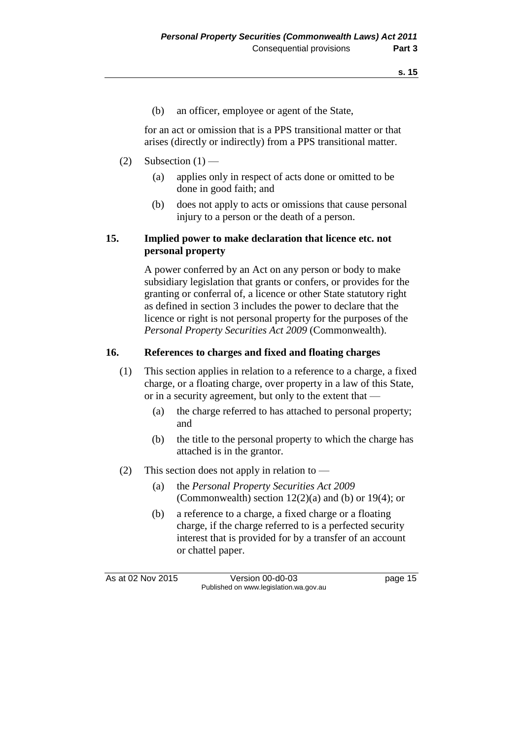(b) an officer, employee or agent of the State,

for an act or omission that is a PPS transitional matter or that arises (directly or indirectly) from a PPS transitional matter.

(2) Subsection (1) —

(a) applies only in respect of acts done or omitted to be done in good faith; and

(b) does not apply to acts or omissions that cause personal injury to a person or the death of a person.

### 15. Implied power to make declaration that licence etc. not personal property

A power conferred by an Act on any person or body to make subsidiary legislation that grants or confers, or provides for the granting or conferral of, a licence or other State statutory right as defined in section 3 includes the power to declare that the licence or right is not personal property for the purposes of the *Personal Property Securities Act 2009* (Commonwealth).

### 16. References to charges and fixed and floating charges

(1) This section applies in relation to a reference to a charge, a fixed charge, or a floating charge, over property in a law of this State, or in a security agreement, but only to the extent that —

(a) the charge referred to has attached to personal property; and

(b) the title to the personal property to which the charge has attached is in the grantor.

(2) This section does not apply in relation to —

(a) the *Personal Property Securities Act 2009* (Commonwealth) section 12(2)(a) and (b) or 19(4); or

(b) a reference to a charge, a fixed charge or a floating charge, if the charge referred to is a perfected security interest that is provided for by a transfer of an account or chattel paper.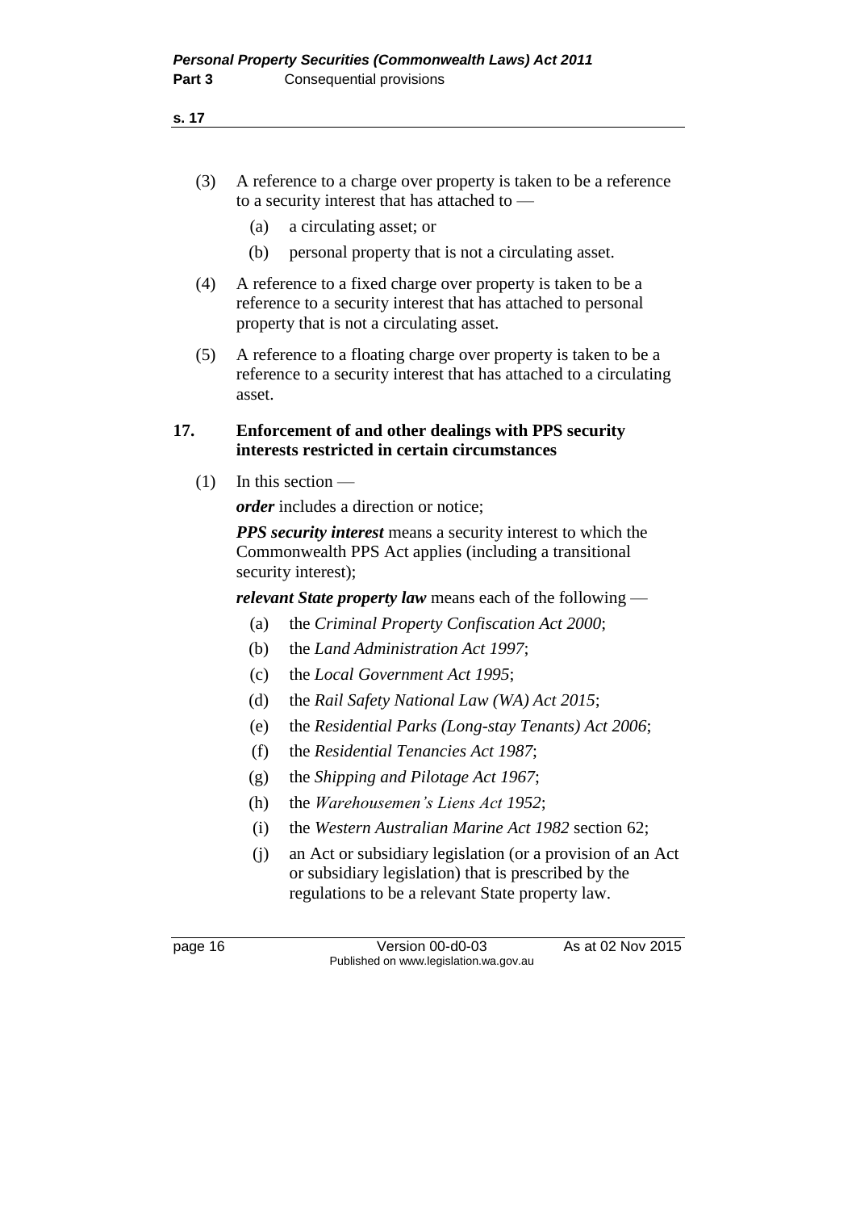(3) A reference to a charge over property is taken to be a reference to a security interest that has attached to —

(a) a circulating asset; or

(b) personal property that is not a circulating asset.

(4) A reference to a fixed charge over property is taken to be a reference to a security interest that has attached to personal property that is not a circulating asset.

(5) A reference to a floating charge over property is taken to be a reference to a security interest that has attached to a circulating asset.

### 17. Enforcement of and other dealings with PPS security interests restricted in certain circumstances

(1) In this section —

***order*** includes a direction or notice;

***PPS security interest*** means a security interest to which the Commonwealth PPS Act applies (including a transitional security interest);

***relevant State property law*** means each of the following —

(a) the *Criminal Property Confiscation Act 2000*;

(b) the *Land Administration Act 1997*;

(c) the *Local Government Act 1995*;

(d) the *Rail Safety National Law (WA) Act 2015*;

(e) the *Residential Parks (Long-stay Tenants) Act 2006*;

(f) the *Residential Tenancies Act 1987*;

(g) the *Shipping and Pilotage Act 1967*;

(h) the *Warehousemen's Liens Act 1952*;

(i) the *Western Australian Marine Act 1982* section 62;

(j) an Act or subsidiary legislation (or a provision of an Act or subsidiary legislation) that is prescribed by the regulations to be a relevant State property law.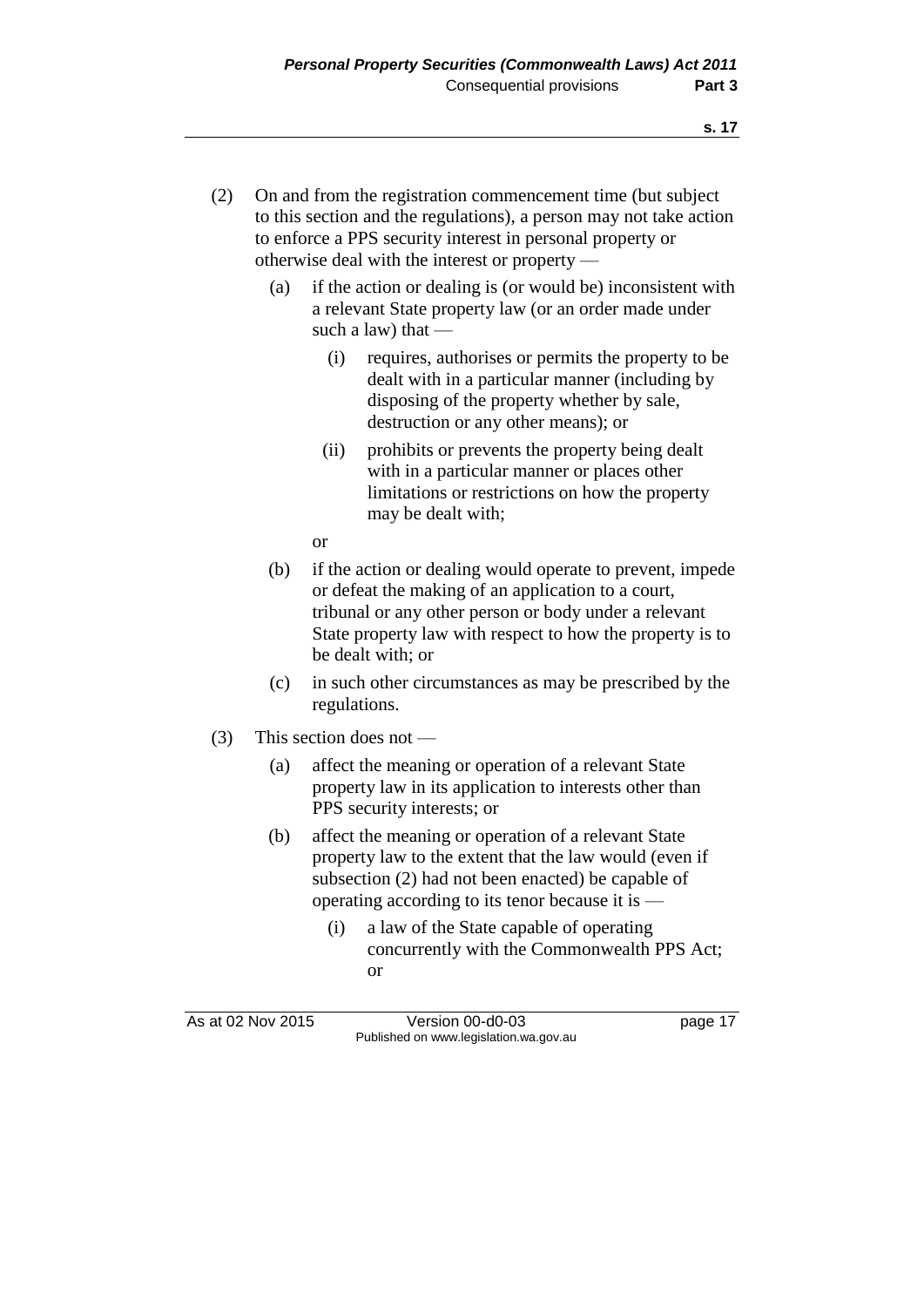(2) On and from the registration commencement time (but subject to this section and the regulations), a person may not take action to enforce a PPS security interest in personal property or otherwise deal with the interest or property —

  (a) if the action or dealing is (or would be) inconsistent with a relevant State property law (or an order made under such a law) that —

    (i) requires, authorises or permits the property to be dealt with in a particular manner (including by disposing of the property whether by sale, destruction or any other means); or

    (ii) prohibits or prevents the property being dealt with in a particular manner or places other limitations or restrictions on how the property may be dealt with;

  or

  (b) if the action or dealing would operate to prevent, impede or defeat the making of an application to a court, tribunal or any other person or body under a relevant State property law with respect to how the property is to be dealt with; or

  (c) in such other circumstances as may be prescribed by the regulations.

(3) This section does not —

  (a) affect the meaning or operation of a relevant State property law in its application to interests other than PPS security interests; or

  (b) affect the meaning or operation of a relevant State property law to the extent that the law would (even if subsection (2) had not been enacted) be capable of operating according to its tenor because it is —

    (i) a law of the State capable of operating concurrently with the Commonwealth PPS Act; or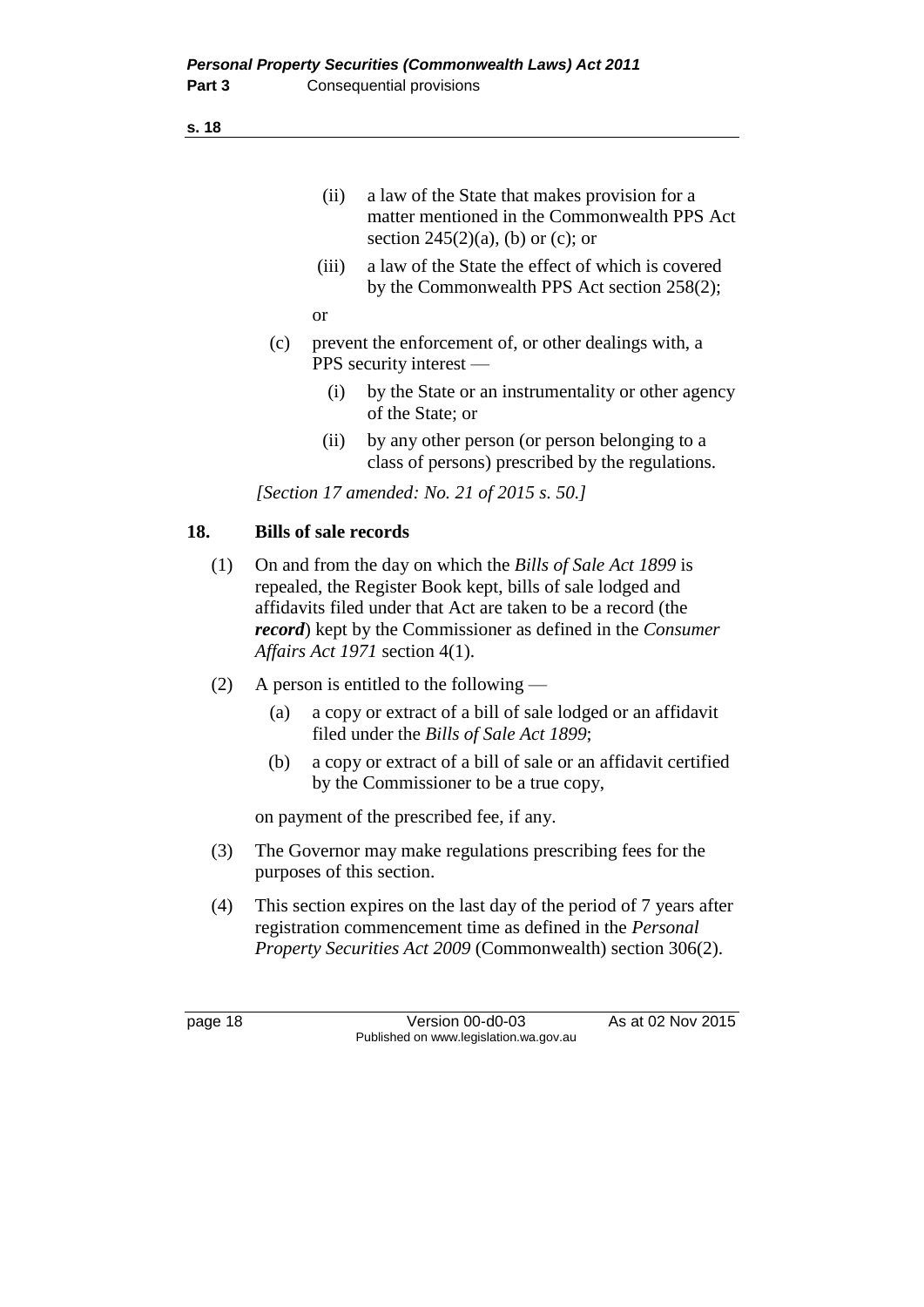(ii) a law of the State that makes provision for a matter mentioned in the Commonwealth PPS Act section 245(2)(a), (b) or (c); or

(iii) a law of the State the effect of which is covered by the Commonwealth PPS Act section 258(2);

or

(c) prevent the enforcement of, or other dealings with, a PPS security interest —

(i) by the State or an instrumentality or other agency of the State; or

(ii) by any other person (or person belonging to a class of persons) prescribed by the regulations.

*[Section 17 amended: No. 21 of 2015 s. 50.]*

## 18. Bills of sale records

(1) On and from the day on which the *Bills of Sale Act 1899* is repealed, the Register Book kept, bills of sale lodged and affidavits filed under that Act are taken to be a record (the ***record***) kept by the Commissioner as defined in the *Consumer Affairs Act 1971* section 4(1).

(2) A person is entitled to the following —

(a) a copy or extract of a bill of sale lodged or an affidavit filed under the *Bills of Sale Act 1899*;

(b) a copy or extract of a bill of sale or an affidavit certified by the Commissioner to be a true copy,

on payment of the prescribed fee, if any.

(3) The Governor may make regulations prescribing fees for the purposes of this section.

(4) This section expires on the last day of the period of 7 years after registration commencement time as defined in the *Personal Property Securities Act 2009* (Commonwealth) section 306(2).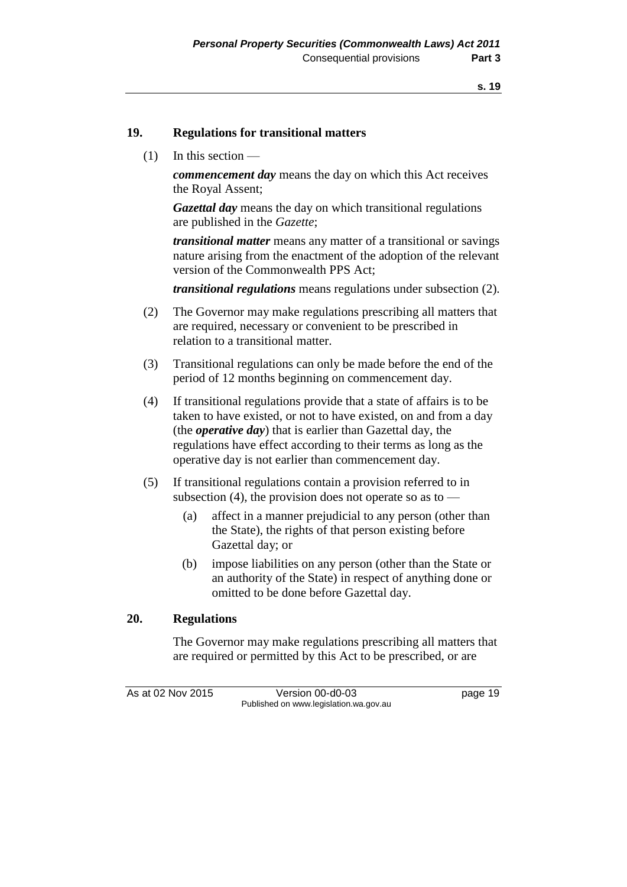### 19. Regulations for transitional matters

(1) In this section —

***commencement day*** means the day on which this Act receives the Royal Assent;

***Gazettal day*** means the day on which transitional regulations are published in the *Gazette*;

***transitional matter*** means any matter of a transitional or savings nature arising from the enactment of the adoption of the relevant version of the Commonwealth PPS Act;

***transitional regulations*** means regulations under subsection (2).

(2) The Governor may make regulations prescribing all matters that are required, necessary or convenient to be prescribed in relation to a transitional matter.

(3) Transitional regulations can only be made before the end of the period of 12 months beginning on commencement day.

(4) If transitional regulations provide that a state of affairs is to be taken to have existed, or not to have existed, on and from a day (the ***operative day***) that is earlier than Gazettal day, the regulations have effect according to their terms as long as the operative day is not earlier than commencement day.

(5) If transitional regulations contain a provision referred to in subsection (4), the provision does not operate so as to —

- (a) affect in a manner prejudicial to any person (other than the State), the rights of that person existing before Gazettal day; or
- (b) impose liabilities on any person (other than the State or an authority of the State) in respect of anything done or omitted to be done before Gazettal day.

### 20. Regulations

The Governor may make regulations prescribing all matters that are required or permitted by this Act to be prescribed, or are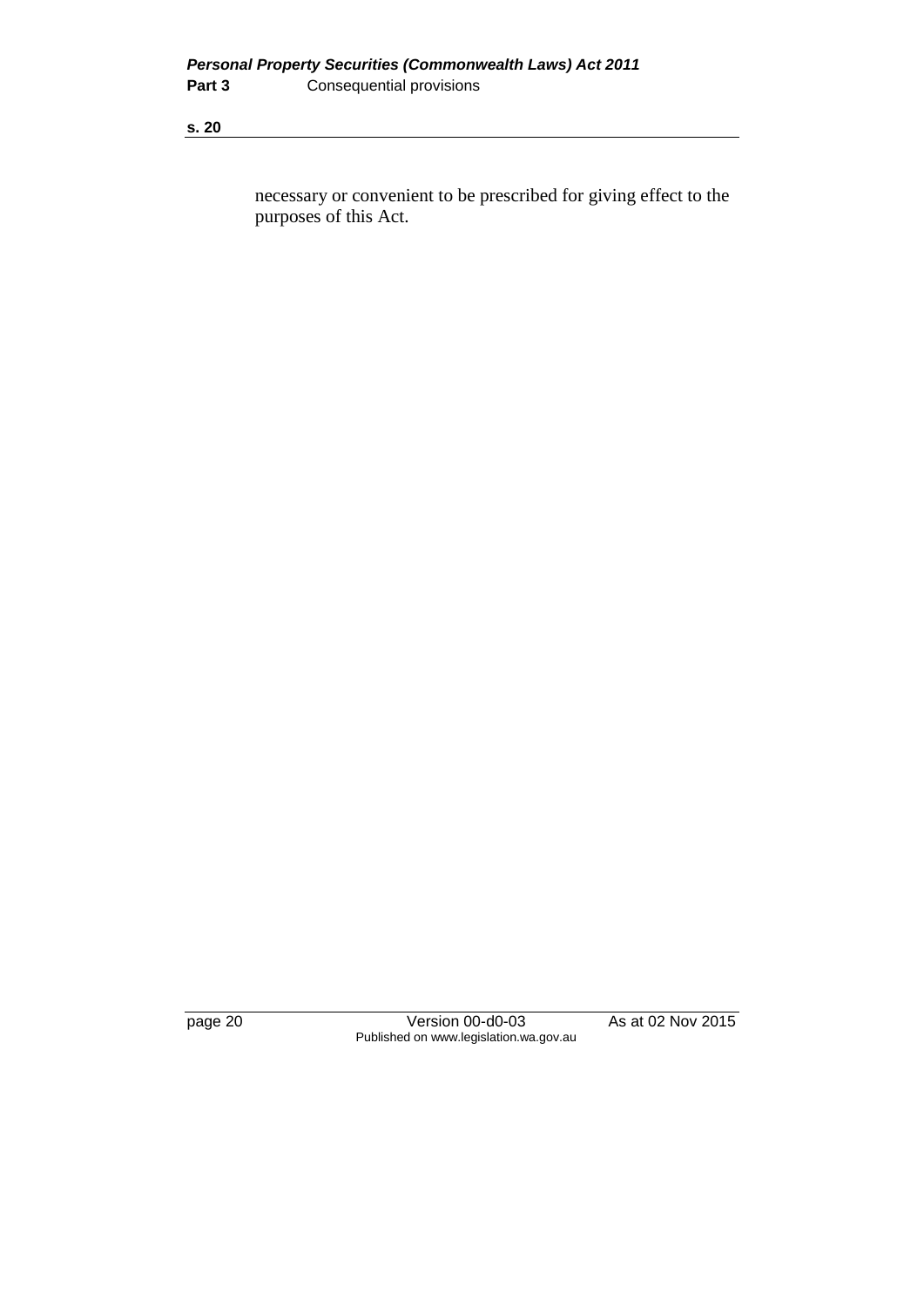necessary or convenient to be prescribed for giving effect to the purposes of this Act.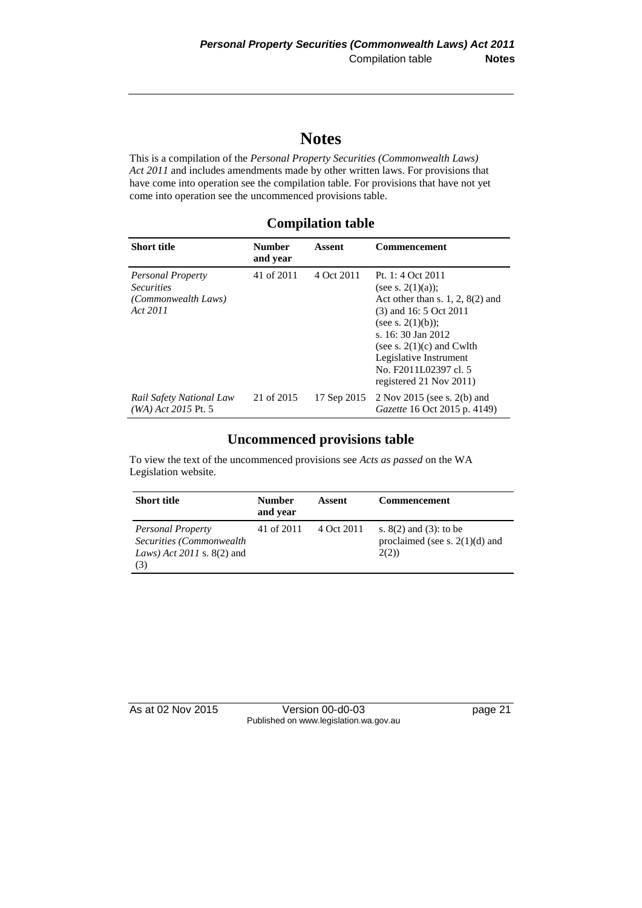# Notes

This is a compilation of the *Personal Property Securities (Commonwealth Laws) Act 2011* and includes amendments made by other written laws. For provisions that have come into operation see the compilation table. For provisions that have not yet come into operation see the uncommenced provisions table.

## Compilation table

| Short title | Number and year | Assent | Commencement |
|---|---|---|---|
| *Personal Property Securities (Commonwealth Laws) Act 2011* | 41 of 2011 | 4 Oct 2011 | Pt. 1: 4 Oct 2011 (see s. 2(1)(a)); Act other than s. 1, 2, 8(2) and (3) and 16: 5 Oct 2011 (see s. 2(1)(b)); s. 16: 30 Jan 2012 (see s. 2(1)(c) and Cwlth Legislative Instrument No. F2011L02397 cl. 5 registered 21 Nov 2011) |
| *Rail Safety National Law (WA) Act 2015* Pt. 5 | 21 of 2015 | 17 Sep 2015 | 2 Nov 2015 (see s. 2(b) and *Gazette* 16 Oct 2015 p. 4149) |

## Uncommenced provisions table

To view the text of the uncommenced provisions see *Acts as passed* on the WA Legislation website.

| Short title | Number and year | Assent | Commencement |
|---|---|---|---|
| *Personal Property Securities (Commonwealth Laws) Act 2011* s. 8(2) and (3) | 41 of 2011 | 4 Oct 2011 | s. 8(2) and (3): to be proclaimed (see s. 2(1)(d) and 2(2)) |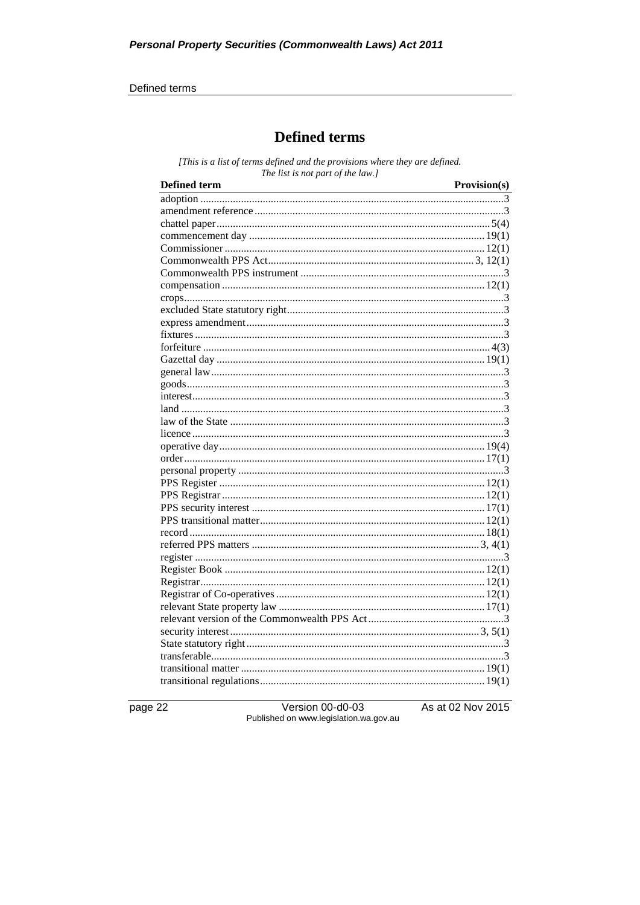# Defined terms

*[This is a list of terms defined and the provisions where they are defined. The list is not part of the law.]*

| Defined term | Provision(s) |
|---|---|
| adoption | 3 |
| amendment reference | 3 |
| chattel paper | 5(4) |
| commencement day | 19(1) |
| Commissioner | 12(1) |
| Commonwealth PPS Act | 3, 12(1) |
| Commonwealth PPS instrument | 3 |
| compensation | 12(1) |
| crops | 3 |
| excluded State statutory right | 3 |
| express amendment | 3 |
| fixtures | 3 |
| forfeiture | 4(3) |
| Gazettal day | 19(1) |
| general law | 3 |
| goods | 3 |
| interest | 3 |
| land | 3 |
| law of the State | 3 |
| licence | 3 |
| operative day | 19(4) |
| order | 17(1) |
| personal property | 3 |
| PPS Register | 12(1) |
| PPS Registrar | 12(1) |
| PPS security interest | 17(1) |
| PPS transitional matter | 12(1) |
| record | 18(1) |
| referred PPS matters | 3, 4(1) |
| register | 3 |
| Register Book | 12(1) |
| Registrar | 12(1) |
| Registrar of Co-operatives | 12(1) |
| relevant State property law | 17(1) |
| relevant version of the Commonwealth PPS Act | 3 |
| security interest | 3, 5(1) |
| State statutory right | 3 |
| transferable | 3 |
| transitional matter | 19(1) |
| transitional regulations | 19(1) |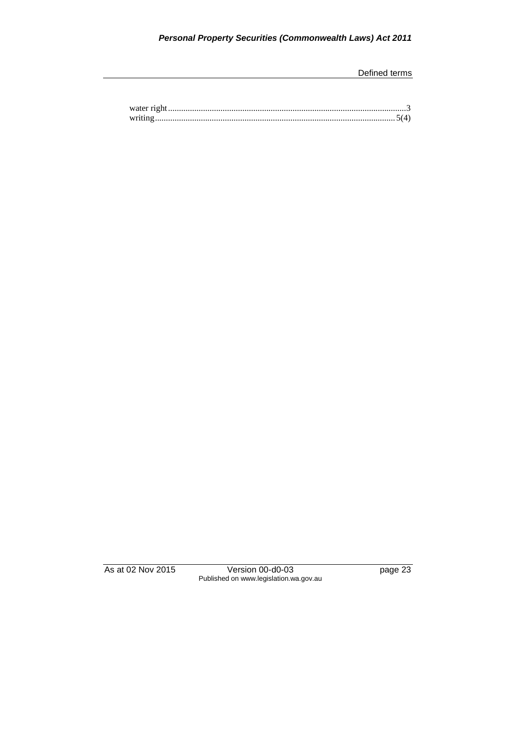water right ........................................................................................................ 3
writing ........................................................................................................ 5(4)